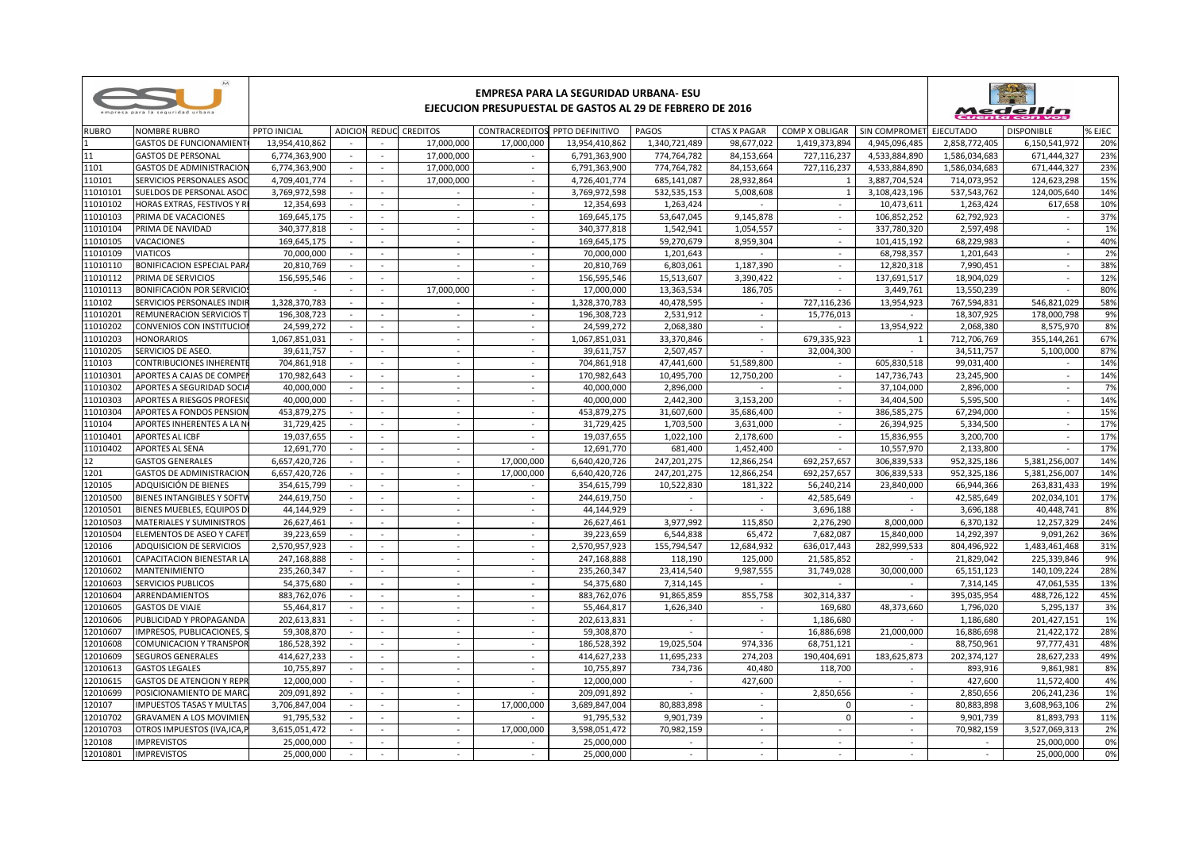## EMPRESA PARA LA SEGURIDAD URBANA- ESU
### EJECUCION PRESUPUESTAL DE GASTOS AL 29 DE FEBRERO DE 2016

| RUBRO | NOMBRE RUBRO | PPTO INICIAL | ADICION | REDUC | CREDITOS | CONTRACREDITOS | PPTO DEFINITIVO | PAGOS | CTAS X PAGAR | COMP X OBLIGAR | SIN COMPROMET | EJECUTADO | DISPONIBLE | % EJEC |
|---|---|---|---|---|---|---|---|---|---|---|---|---|---|---|
| 1 | GASTOS DE FUNCIONAMIENT | 13,954,410,862 | - | - | 17,000,000 | 17,000,000 | 13,954,410,862 | 1,340,721,489 | 98,677,022 | 1,419,373,894 | 4,945,096,485 | 2,858,772,405 | 6,150,541,972 | 20% |
| 11 | GASTOS DE PERSONAL | 6,774,363,900 | - | - | 17,000,000 | - | 6,791,363,900 | 774,764,782 | 84,153,664 | 727,116,237 | 4,533,884,890 | 1,586,034,683 | 671,444,327 | 23% |
| 1101 | GASTOS DE ADMINISTRACION | 6,774,363,900 | - | - | 17,000,000 | - | 6,791,363,900 | 774,764,782 | 84,153,664 | 727,116,237 | 4,533,884,890 | 1,586,034,683 | 671,444,327 | 23% |
| 110101 | SERVICIOS PERSONALES ASOC | 4,709,401,774 | - | - | 17,000,000 | - | 4,726,401,774 | 685,141,087 | 28,932,864 | 1 | 3,887,704,524 | 714,073,952 | 124,623,298 | 15% |
| 11010101 | SUELDOS DE PERSONAL ASOC | 3,769,972,598 | - | - | - | - | 3,769,972,598 | 532,535,153 | 5,008,608 | 1 | 3,108,423,196 | 537,543,762 | 124,005,640 | 14% |
| 11010102 | HORAS EXTRAS, FESTIVOS Y R | 12,354,693 | - | - | - | - | 12,354,693 | 1,263,424 | - | - | 10,473,611 | 1,263,424 | 617,658 | 10% |
| 11010103 | PRIMA DE VACACIONES | 169,645,175 | - | - | - | - | 169,645,175 | 53,647,045 | 9,145,878 | - | 106,852,252 | 62,792,923 | - | 37% |
| 11010104 | PRIMA DE NAVIDAD | 340,377,818 | - | - | - | - | 340,377,818 | 1,542,941 | 1,054,557 | - | 337,780,320 | 2,597,498 | - | 1% |
| 11010105 | VACACIONES | 169,645,175 | - | - | - | - | 169,645,175 | 59,270,679 | 8,959,304 | - | 101,415,192 | 68,229,983 | - | 40% |
| 11010109 | VIATICOS | 70,000,000 | - | - | - | - | 70,000,000 | 1,201,643 | - | - | 68,798,357 | 1,201,643 | - | 2% |
| 11010110 | BONIFICACION ESPECIAL PARA | 20,810,769 | - | - | - | - | 20,810,769 | 6,803,061 | 1,187,390 | - | 12,820,318 | 7,990,451 | - | 38% |
| 11010112 | PRIMA DE SERVICIOS | 156,595,546 | - | - | - | - | 156,595,546 | 15,513,607 | 3,390,422 | - | 137,691,517 | 18,904,029 | - | 12% |
| 11010113 | BONIFICACIÓN POR SERVICIOS | - | - | - | 17,000,000 | - | 17,000,000 | 13,363,534 | 186,705 | - | 3,449,761 | 13,550,239 | - | 80% |
| 110102 | SERVICIOS PERSONALES INDIR | 1,328,370,783 | - | - | - | - | 1,328,370,783 | 40,478,595 | - | 727,116,236 | 13,954,923 | 767,594,831 | 546,821,029 | 58% |
| 11010201 | REMUNERACION SERVICIOS T | 196,308,723 | - | - | - | - | 196,308,723 | 2,531,912 | - | 15,776,013 | - | 18,307,925 | 178,000,798 | 9% |
| 11010202 | CONVENIOS CON INSTITUCION | 24,599,272 | - | - | - | - | 24,599,272 | 2,068,380 | - | - | 13,954,922 | 2,068,380 | 8,575,970 | 8% |
| 11010203 | HONORARIOS | 1,067,851,031 | - | - | - | - | 1,067,851,031 | 33,370,846 | - | 679,335,923 | 1 | 712,706,769 | 355,144,261 | 67% |
| 11010205 | SERVICIOS DE ASEO. | 39,611,757 | - | - | - | - | 39,611,757 | 2,507,457 | - | 32,004,300 | - | 34,511,757 | 5,100,000 | 87% |
| 110103 | CONTRIBUCIONES INHERENTE | 704,861,918 | - | - | - | - | 704,861,918 | 47,441,600 | 51,589,800 | - | 605,830,518 | 99,031,400 | - | 14% |
| 11010301 | APORTES A CAJAS DE COMPEN | 170,982,643 | - | - | - | - | 170,982,643 | 10,495,700 | 12,750,200 | - | 147,736,743 | 23,245,900 | - | 14% |
| 11010302 | APORTES A SEGURIDAD SOCIA | 40,000,000 | - | - | - | - | 40,000,000 | 2,896,000 | - | - | 37,104,000 | 2,896,000 | - | 7% |
| 11010303 | APORTES A RIESGOS PROFESIO | 40,000,000 | - | - | - | - | 40,000,000 | 2,442,300 | 3,153,200 | - | 34,404,500 | 5,595,500 | - | 14% |
| 11010304 | APORTES A FONDOS PENSION | 453,879,275 | - | - | - | - | 453,879,275 | 31,607,600 | 35,686,400 | - | 386,585,275 | 67,294,000 | - | 15% |
| 110104 | APORTES INHERENTES A LA N | 31,729,425 | - | - | - | - | 31,729,425 | 1,703,500 | 3,631,000 | - | 26,394,925 | 5,334,500 | - | 17% |
| 11010401 | APORTES AL ICBF | 19,037,655 | - | - | - | - | 19,037,655 | 1,022,100 | 2,178,600 | - | 15,836,955 | 3,200,700 | - | 17% |
| 11010402 | APORTES AL SENA | 12,691,770 | - | - | - | - | 12,691,770 | 681,400 | 1,452,400 | - | 10,557,970 | 2,133,800 | - | 17% |
| 12 | GASTOS GENERALES | 6,657,420,726 | - | - | - | 17,000,000 | 6,640,420,726 | 247,201,275 | 12,866,254 | 692,257,657 | 306,839,533 | 952,325,186 | 5,381,256,007 | 14% |
| 1201 | GASTOS DE ADMINISTRACION | 6,657,420,726 | - | - | - | 17,000,000 | 6,640,420,726 | 247,201,275 | 12,866,254 | 692,257,657 | 306,839,533 | 952,325,186 | 5,381,256,007 | 14% |
| 120105 | ADQUISICIÓN DE BIENES | 354,615,799 | - | - | - | - | 354,615,799 | 10,522,830 | 181,322 | 56,240,214 | 23,840,000 | 66,944,366 | 263,831,433 | 19% |
| 12010500 | BIENES INTANGIBLES Y SOFTW | 244,619,750 | - | - | - | - | 244,619,750 | - | - | 42,585,649 | - | 42,585,649 | 202,034,101 | 17% |
| 12010501 | BIENES MUEBLES, EQUIPOS D | 44,144,929 | - | - | - | - | 44,144,929 | - | - | 3,696,188 | - | 3,696,188 | 40,448,741 | 8% |
| 12010503 | MATERIALES Y SUMINISTROS | 26,627,461 | - | - | - | - | 26,627,461 | 3,977,992 | 115,850 | 2,276,290 | 8,000,000 | 6,370,132 | 12,257,329 | 24% |
| 12010504 | ELEMENTOS DE ASEO Y CAFET | 39,223,659 | - | - | - | - | 39,223,659 | 6,544,838 | 65,472 | 7,682,087 | 15,840,000 | 14,292,397 | 9,091,262 | 36% |
| 120106 | ADQUISICION DE SERVICIOS | 2,570,957,923 | - | - | - | - | 2,570,957,923 | 155,794,547 | 12,684,932 | 636,017,443 | 282,999,533 | 804,496,922 | 1,483,461,468 | 31% |
| 12010601 | CAPACITACION BIENESTAR LA | 247,168,888 | - | - | - | - | 247,168,888 | 118,190 | 125,000 | 21,585,852 | - | 21,829,042 | 225,339,846 | 9% |
| 12010602 | MANTENIMIENTO | 235,260,347 | - | - | - | - | 235,260,347 | 23,414,540 | 9,987,555 | 31,749,028 | 30,000,000 | 65,151,123 | 140,109,224 | 28% |
| 12010603 | SERVICIOS PUBLICOS | 54,375,680 | - | - | - | - | 54,375,680 | 7,314,145 | - | - | - | 7,314,145 | 47,061,535 | 13% |
| 12010604 | ARRENDAMIENTOS | 883,762,076 | - | - | - | - | 883,762,076 | 91,865,859 | 855,758 | 302,314,337 | - | 395,035,954 | 488,726,122 | 45% |
| 12010605 | GASTOS DE VIAJE | 55,464,817 | - | - | - | - | 55,464,817 | 1,626,340 | - | 169,680 | 48,373,660 | 1,796,020 | 5,295,137 | 3% |
| 12010606 | PUBLICIDAD Y PROPAGANDA | 202,613,831 | - | - | - | - | 202,613,831 | - | - | 1,186,680 | - | 1,186,680 | 201,427,151 | 1% |
| 12010607 | IMPRESOS, PUBLICACIONES, S | 59,308,870 | - | - | - | - | 59,308,870 | - | - | 16,886,698 | 21,000,000 | 16,886,698 | 21,422,172 | 28% |
| 12010608 | COMUNICACION Y TRANSPOR | 186,528,392 | - | - | - | - | 186,528,392 | 19,025,504 | 974,336 | 68,751,121 | - | 88,750,961 | 97,777,431 | 48% |
| 12010609 | SEGUROS GENERALES | 414,627,233 | - | - | - | - | 414,627,233 | 11,695,233 | 274,203 | 190,404,691 | 183,625,873 | 202,374,127 | 28,627,233 | 49% |
| 12010613 | GASTOS LEGALES | 10,755,897 | - | - | - | - | 10,755,897 | 734,736 | 40,480 | 118,700 | - | 893,916 | 9,861,981 | 8% |
| 12010615 | GASTOS DE ATENCION Y REPR | 12,000,000 | - | - | - | - | 12,000,000 | - | 427,600 | - | - | 427,600 | 11,572,400 | 4% |
| 12010699 | POSICIONAMIENTO DE MARC | 209,091,892 | - | - | - | - | 209,091,892 | - | - | 2,850,656 | - | 2,850,656 | 206,241,236 | 1% |
| 120107 | IMPUESTOS TASAS Y MULTAS | 3,706,847,004 | - | - | - | 17,000,000 | 3,689,847,004 | 80,883,898 | - | 0 | - | 80,883,898 | 3,608,963,106 | 2% |
| 12010702 | GRAVAMEN A LOS MOVIMIEN | 91,795,532 | - | - | - | - | 91,795,532 | 9,901,739 | - | 0 | - | 9,901,739 | 81,893,793 | 11% |
| 12010703 | OTROS IMPUESTOS (IVA,ICA,P | 3,615,051,472 | - | - | - | 17,000,000 | 3,598,051,472 | 70,982,159 | - | - | - | 70,982,159 | 3,527,069,313 | 2% |
| 120108 | IMPREVISTOS | 25,000,000 | - | - | - | - | 25,000,000 | - | - | - | - | - | 25,000,000 | 0% |
| 12010801 | IMPREVISTOS | 25,000,000 | - | - | - | - | 25,000,000 | - | - | - | - | - | 25,000,000 | 0% |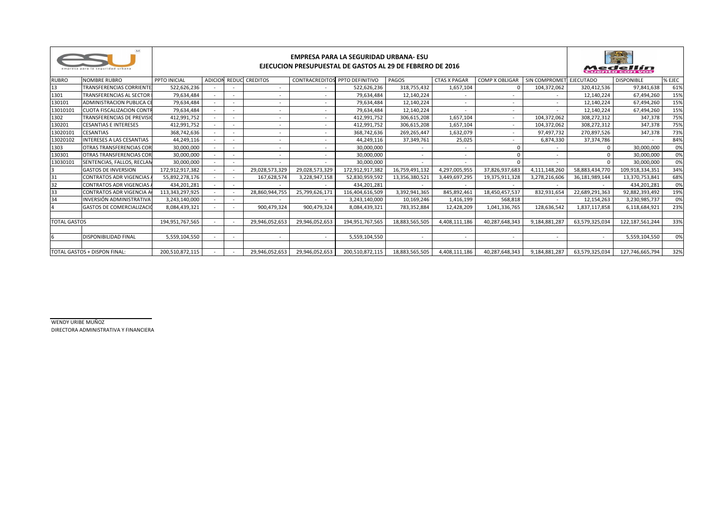# EMPRESA PARA LA SEGURIDAD URBANA- ESU

## EJECUCION PRESUPUESTAL DE GASTOS AL 29 DE FEBRERO DE 2016

| RUBRO | NOMBRE RUBRO | PPTO INICIAL | ADICION | REDUC | CREDITOS | CONTRACREDITOS | PPTO DEFINITIVO | PAGOS | CTAS X PAGAR | COMP X OBLIGAR | SIN COMPROMET | EJECUTADO | DISPONIBLE | % EJEC |
|---|---|---|---|---|---|---|---|---|---|---|---|---|---|---|
| 13 | TRANSFERENCIAS CORRIENTE | 522,626,236 | - | - | - | - | 522,626,236 | 318,755,432 | 1,657,104 | 0 | 104,372,062 | 320,412,536 | 97,841,638 | 61% |
| 1301 | TRANSFERENCIAS AL SECTOR | 79,634,484 | - | - | - | - | 79,634,484 | 12,140,224 | - | - | - | 12,140,224 | 67,494,260 | 15% |
| 130101 | ADMINISTRACION PUBLICA C | 79,634,484 | - | - | - | - | 79,634,484 | 12,140,224 | - | - | - | 12,140,224 | 67,494,260 | 15% |
| 13010101 | CUOTA FISCALIZACION CONTR | 79,634,484 | - | - | - | - | 79,634,484 | 12,140,224 | - | - | - | 12,140,224 | 67,494,260 | 15% |
| 1302 | TRANSFERENCIAS DE PREVISI | 412,991,752 | - | - | - | - | 412,991,752 | 306,615,208 | 1,657,104 | - | 104,372,062 | 308,272,312 | 347,378 | 75% |
| 130201 | CESANTIAS E INTERESES | 412,991,752 | - | - | - | - | 412,991,752 | 306,615,208 | 1,657,104 | - | 104,372,062 | 308,272,312 | 347,378 | 75% |
| 13020101 | CESANTIAS | 368,742,636 | - | - | - | - | 368,742,636 | 269,265,447 | 1,632,079 | - | 97,497,732 | 270,897,526 | 347,378 | 73% |
| 13020102 | INTERESES A LAS CESANTIAS | 44,249,116 | - | - | - | - | 44,249,116 | 37,349,761 | 25,025 | - | 6,874,330 | 37,374,786 | - | 84% |
| 1303 | OTRAS TRANSFERENCIAS COR | 30,000,000 | - | - | - | - | 30,000,000 | - | - | 0 | - | 0 | 30,000,000 | 0% |
| 130301 | OTRAS TRANSFERENCIAS COR | 30,000,000 | - | - | - | - | 30,000,000 | - | - | 0 | - | 0 | 30,000,000 | 0% |
| 13030101 | SENTENCIAS, FALLOS, RECLAM | 30,000,000 | - | - | - | - | 30,000,000 | - | - | 0 | - | 0 | 30,000,000 | 0% |
| 3 | GASTOS DE INVERSION | 172,912,917,382 | - | - | 29,028,573,329 | 29,028,573,329 | 172,912,917,382 | 16,759,491,132 | 4,297,005,955 | 37,826,937,683 | 4,111,148,260 | 58,883,434,770 | 109,918,334,351 | 34% |
| 31 | CONTRATOS ADR VIGENCIAS | 55,892,278,176 | - | - | 167,628,574 | 3,228,947,158 | 52,830,959,592 | 13,356,380,521 | 3,449,697,295 | 19,375,911,328 | 3,278,216,606 | 36,181,989,144 | 13,370,753,841 | 68% |
| 32 | CONTRATOS ADR VIGENCIAS | 434,201,281 | - | - | - | - | 434,201,281 | - | - | - | - | - | 434,201,281 | 0% |
| 33 | CONTRATOS ADR VIGENCIA A | 113,343,297,925 | - | - | 28,860,944,755 | 25,799,626,171 | 116,404,616,509 | 3,392,941,365 | 845,892,461 | 18,450,457,537 | 832,931,654 | 22,689,291,363 | 92,882,393,492 | 19% |
| 34 | INVERSIÓN ADMINISTRATIVA | 3,243,140,000 | - | - | - | - | 3,243,140,000 | 10,169,246 | 1,416,199 | 568,818 | - | 12,154,263 | 3,230,985,737 | 0% |
| 4 | GASTOS DE COMERCIALIZACI | 8,084,439,321 | - | - | 900,479,324 | 900,479,324 | 8,084,439,321 | 783,352,884 | 12,428,209 | 1,041,336,765 | 128,636,542 | 1,837,117,858 | 6,118,684,921 | 23% |
| TOTAL GASTOS | | 194,951,767,565 | - | - | 29,946,052,653 | 29,946,052,653 | 194,951,767,565 | 18,883,565,505 | 4,408,111,186 | 40,287,648,343 | 9,184,881,287 | 63,579,325,034 | 122,187,561,244 | 33% |
| 6 | DISPONIBILIDAD FINAL | 5,559,104,550 | - | - | - | - | 5,559,104,550 | - | - | - | - | - | 5,559,104,550 | 0% |
| TOTAL GASTOS + DISPON FINAL: | | 200,510,872,115 | - | - | 29,946,052,653 | 29,946,052,653 | 200,510,872,115 | 18,883,565,505 | 4,408,111,186 | 40,287,648,343 | 9,184,881,287 | 63,579,325,034 | 127,746,665,794 | 32% |

WENDY URIBE MUÑOZ
DIRECTORA ADMINISTRATIVA Y FINANCIERA